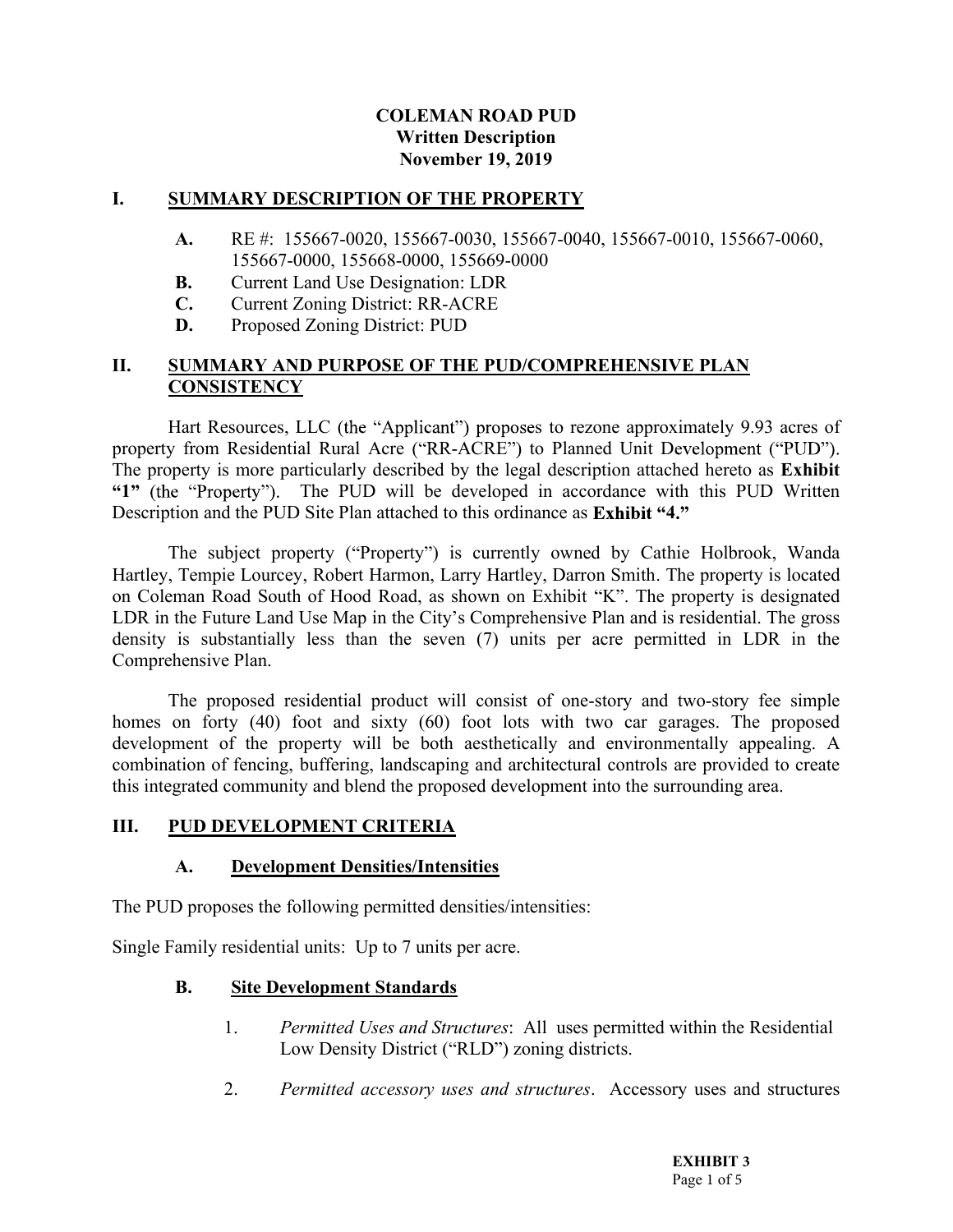# COLEMAN ROAD PUD
## Written Description
## November 19, 2019

## I. SUMMARY DESCRIPTION OF THE PROPERTY

- **A.** RE #: 155667-0020, 155667-0030, 155667-0040, 155667-0010, 155667-0060, 155667-0000, 155668-0000, 155669-0000
- **B.** Current Land Use Designation: LDR
- **C.** Current Zoning District: RR-ACRE
- **D.** Proposed Zoning District: PUD

## II. SUMMARY AND PURPOSE OF THE PUD/COMPREHENSIVE PLAN CONSISTENCY

Hart Resources, LLC (the "Applicant") proposes to rezone approximately 9.93 acres of property from Residential Rural Acre ("RR-ACRE") to Planned Unit Development ("PUD"). The property is more particularly described by the legal description attached hereto as **Exhibit "1"** (the "Property"). The PUD will be developed in accordance with this PUD Written Description and the PUD Site Plan attached to this ordinance as **Exhibit "4."**

The subject property ("Property") is currently owned by Cathie Holbrook, Wanda Hartley, Tempie Lourcey, Robert Harmon, Larry Hartley, Darron Smith. The property is located on Coleman Road South of Hood Road, as shown on Exhibit "K". The property is designated LDR in the Future Land Use Map in the City's Comprehensive Plan and is residential. The gross density is substantially less than the seven (7) units per acre permitted in LDR in the Comprehensive Plan.

The proposed residential product will consist of one-story and two-story fee simple homes on forty (40) foot and sixty (60) foot lots with two car garages. The proposed development of the property will be both aesthetically and environmentally appealing. A combination of fencing, buffering, landscaping and architectural controls are provided to create this integrated community and blend the proposed development into the surrounding area.

## III. PUD DEVELOPMENT CRITERIA

### A. Development Densities/Intensities

The PUD proposes the following permitted densities/intensities:

Single Family residential units: Up to 7 units per acre.

### B. Site Development Standards

1. *Permitted Uses and Structures*: All uses permitted within the Residential Low Density District ("RLD") zoning districts.

2. *Permitted accessory uses and structures*. Accessory uses and structures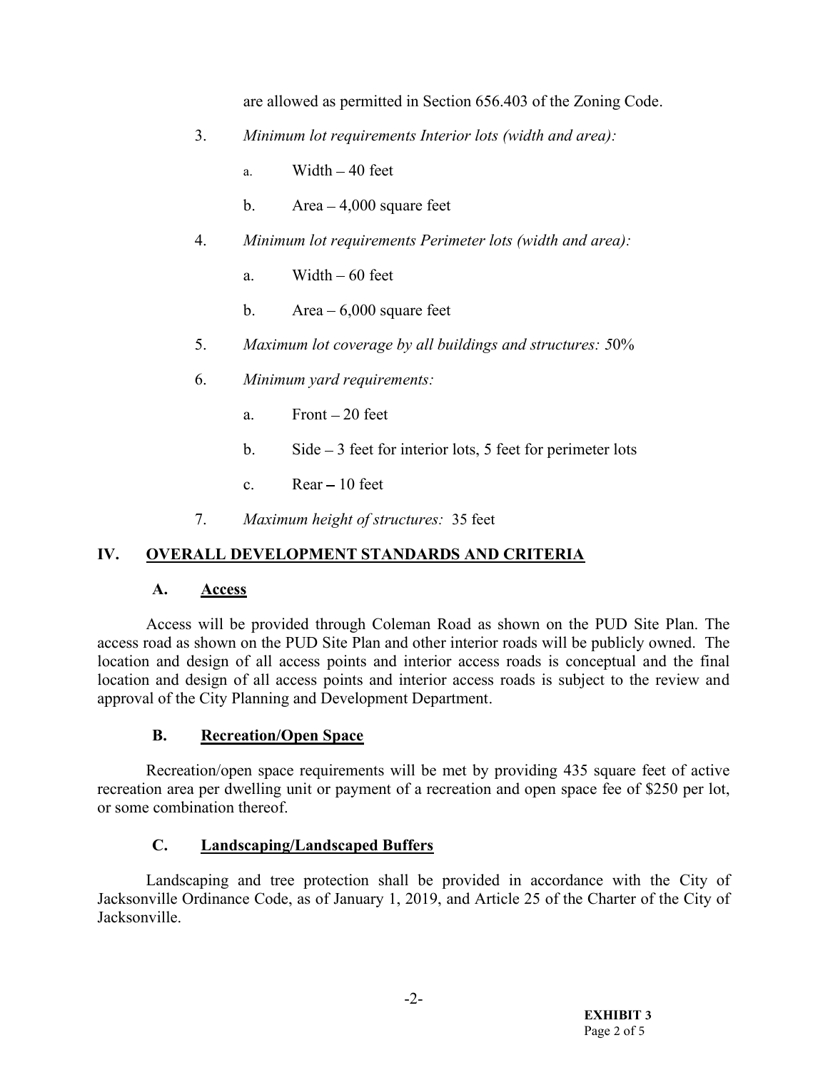are allowed as permitted in Section 656.403 of the Zoning Code.

3. *Minimum lot requirements Interior lots (width and area):*

   a. Width – 40 feet

   b. Area – 4,000 square feet

4. *Minimum lot requirements Perimeter lots (width and area):*

   a. Width – 60 feet

   b. Area – 6,000 square feet

5. *Maximum lot coverage by all buildings and structures:* 50%

6. *Minimum yard requirements:*

   a. Front – 20 feet

   b. Side – 3 feet for interior lots, 5 feet for perimeter lots

   c. Rear – 10 feet

7. *Maximum height of structures:* 35 feet

## IV. OVERALL DEVELOPMENT STANDARDS AND CRITERIA

### A. Access

Access will be provided through Coleman Road as shown on the PUD Site Plan. The access road as shown on the PUD Site Plan and other interior roads will be publicly owned. The location and design of all access points and interior access roads is conceptual and the final location and design of all access points and interior access roads is subject to the review and approval of the City Planning and Development Department.

### B. Recreation/Open Space

Recreation/open space requirements will be met by providing 435 square feet of active recreation area per dwelling unit or payment of a recreation and open space fee of $250 per lot, or some combination thereof.

### C. Landscaping/Landscaped Buffers

Landscaping and tree protection shall be provided in accordance with the City of Jacksonville Ordinance Code, as of January 1, 2019, and Article 25 of the Charter of the City of Jacksonville.

**EXHIBIT 3**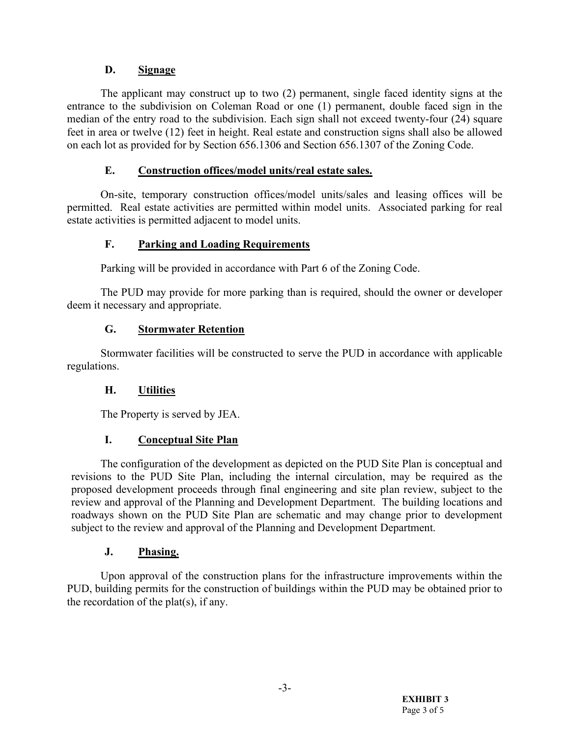## D. Signage

The applicant may construct up to two (2) permanent, single faced identity signs at the entrance to the subdivision on Coleman Road or one (1) permanent, double faced sign in the median of the entry road to the subdivision. Each sign shall not exceed twenty-four (24) square feet in area or twelve (12) feet in height. Real estate and construction signs shall also be allowed on each lot as provided for by Section 656.1306 and Section 656.1307 of the Zoning Code.

## E. Construction offices/model units/real estate sales.

On-site, temporary construction offices/model units/sales and leasing offices will be permitted. Real estate activities are permitted within model units. Associated parking for real estate activities is permitted adjacent to model units.

## F. Parking and Loading Requirements

Parking will be provided in accordance with Part 6 of the Zoning Code.

The PUD may provide for more parking than is required, should the owner or developer deem it necessary and appropriate.

## G. Stormwater Retention

Stormwater facilities will be constructed to serve the PUD in accordance with applicable regulations.

## H. Utilities

The Property is served by JEA.

## I. Conceptual Site Plan

The configuration of the development as depicted on the PUD Site Plan is conceptual and revisions to the PUD Site Plan, including the internal circulation, may be required as the proposed development proceeds through final engineering and site plan review, subject to the review and approval of the Planning and Development Department. The building locations and roadways shown on the PUD Site Plan are schematic and may change prior to development subject to the review and approval of the Planning and Development Department.

## J. Phasing.

Upon approval of the construction plans for the infrastructure improvements within the PUD, building permits for the construction of buildings within the PUD may be obtained prior to the recordation of the plat(s), if any.

**EXHIBIT 3**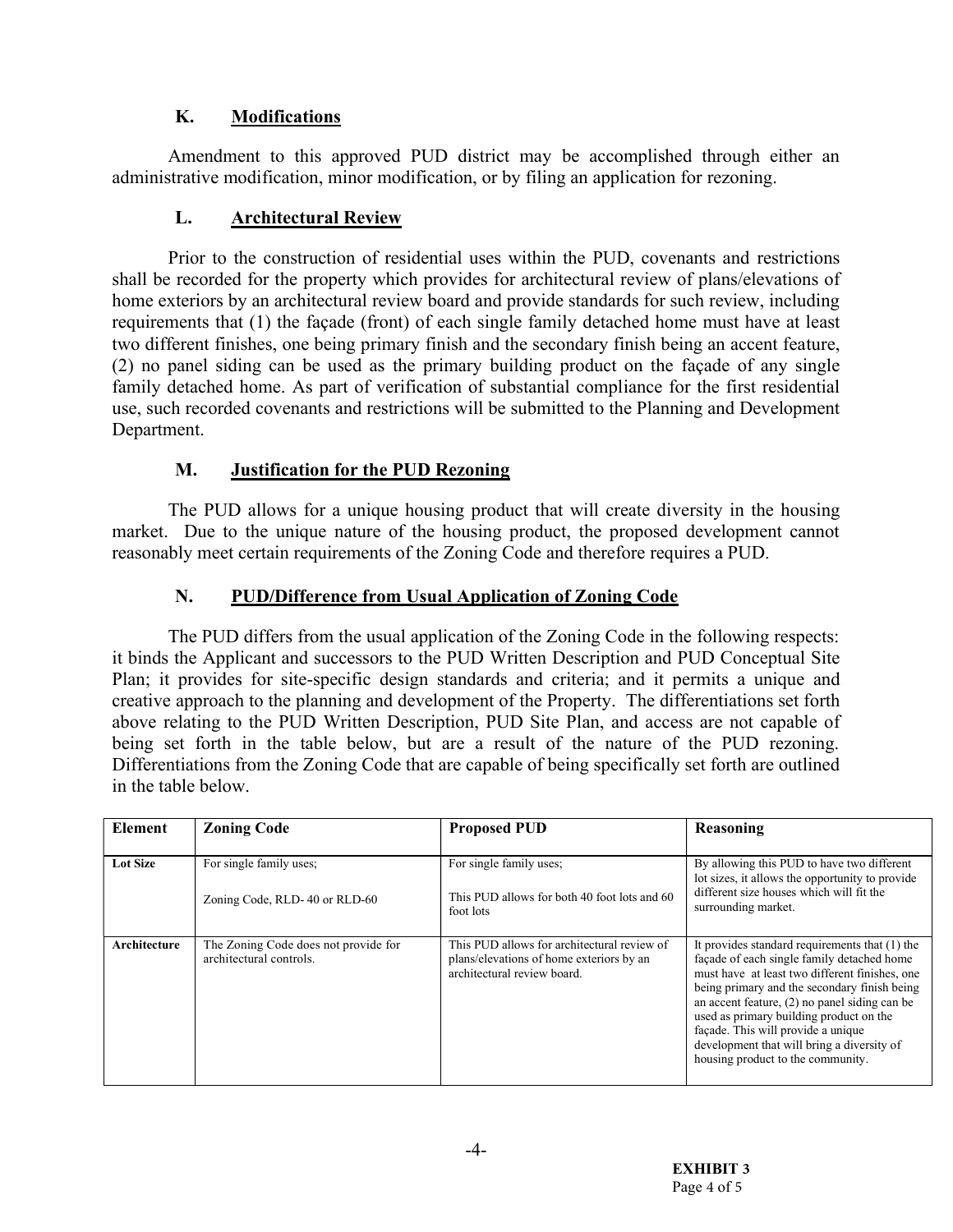## K. Modifications

Amendment to this approved PUD district may be accomplished through either an administrative modification, minor modification, or by filing an application for rezoning.

## L. Architectural Review

Prior to the construction of residential uses within the PUD, covenants and restrictions shall be recorded for the property which provides for architectural review of plans/elevations of home exteriors by an architectural review board and provide standards for such review, including requirements that (1) the façade (front) of each single family detached home must have at least two different finishes, one being primary finish and the secondary finish being an accent feature, (2) no panel siding can be used as the primary building product on the façade of any single family detached home. As part of verification of substantial compliance for the first residential use, such recorded covenants and restrictions will be submitted to the Planning and Development Department.

## M. Justification for the PUD Rezoning

The PUD allows for a unique housing product that will create diversity in the housing market. Due to the unique nature of the housing product, the proposed development cannot reasonably meet certain requirements of the Zoning Code and therefore requires a PUD.

## N. PUD/Difference from Usual Application of Zoning Code

The PUD differs from the usual application of the Zoning Code in the following respects: it binds the Applicant and successors to the PUD Written Description and PUD Conceptual Site Plan; it provides for site-specific design standards and criteria; and it permits a unique and creative approach to the planning and development of the Property. The differentiations set forth above relating to the PUD Written Description, PUD Site Plan, and access are not capable of being set forth in the table below, but are a result of the nature of the PUD rezoning. Differentiations from the Zoning Code that are capable of being specifically set forth are outlined in the table below.

| Element | Zoning Code | Proposed PUD | Reasoning |
|---|---|---|---|
| **Lot Size** | For single family uses;<br><br>Zoning Code, RLD- 40 or RLD-60 | For single family uses;<br><br>This PUD allows for both 40 foot lots and 60 foot lots | By allowing this PUD to have two different lot sizes, it allows the opportunity to provide different size houses which will fit the surrounding market. |
| **Architecture** | The Zoning Code does not provide for architectural controls. | This PUD allows for architectural review of plans/elevations of home exteriors by an architectural review board. | It provides standard requirements that (1) the façade of each single family detached home must have at least two different finishes, one being primary and the secondary finish being an accent feature, (2) no panel siding can be used as primary building product on the façade. This will provide a unique development that will bring a diversity of housing product to the community. |

**EXHIBIT 3**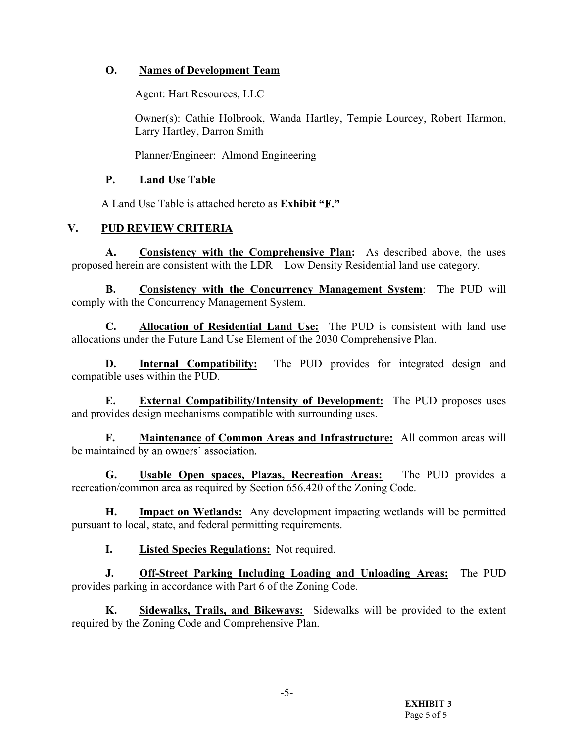### O. Names of Development Team

Agent: Hart Resources, LLC

Owner(s): Cathie Holbrook, Wanda Hartley, Tempie Lourcey, Robert Harmon, Larry Hartley, Darron Smith

Planner/Engineer: Almond Engineering

### P. Land Use Table

A Land Use Table is attached hereto as **Exhibit "F."**

## V. PUD REVIEW CRITERIA

**A. Consistency with the Comprehensive Plan:** As described above, the uses proposed herein are consistent with the LDR – Low Density Residential land use category.

**B. Consistency with the Concurrency Management System**: The PUD will comply with the Concurrency Management System.

**C. Allocation of Residential Land Use:** The PUD is consistent with land use allocations under the Future Land Use Element of the 2030 Comprehensive Plan.

**D. Internal Compatibility:** The PUD provides for integrated design and compatible uses within the PUD.

**E. External Compatibility/Intensity of Development:** The PUD proposes uses and provides design mechanisms compatible with surrounding uses.

**F. Maintenance of Common Areas and Infrastructure:** All common areas will be maintained by an owners' association.

**G. Usable Open spaces, Plazas, Recreation Areas:** The PUD provides a recreation/common area as required by Section 656.420 of the Zoning Code.

**H. Impact on Wetlands:** Any development impacting wetlands will be permitted pursuant to local, state, and federal permitting requirements.

**I. Listed Species Regulations:** Not required.

**J. Off-Street Parking Including Loading and Unloading Areas:** The PUD provides parking in accordance with Part 6 of the Zoning Code.

**K. Sidewalks, Trails, and Bikeways:** Sidewalks will be provided to the extent required by the Zoning Code and Comprehensive Plan.